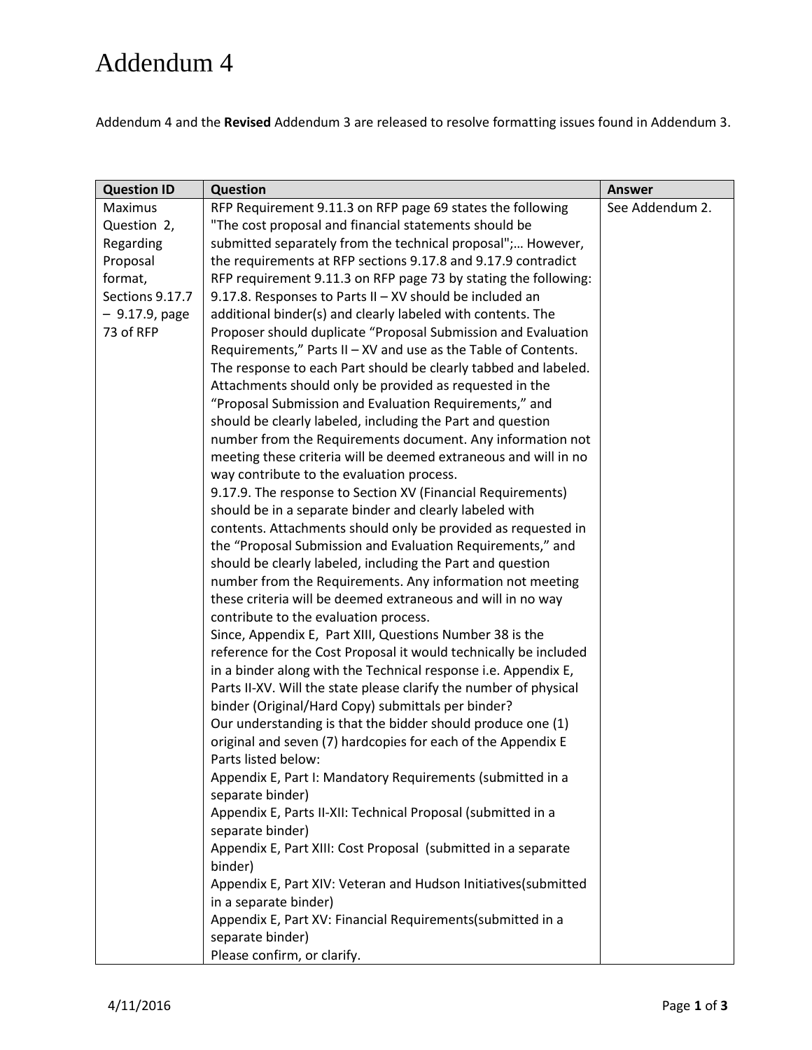# Addendum 4

Addendum 4 and the **Revised** Addendum 3 are released to resolve formatting issues found in Addendum 3.

| Question ID | Question | Answer |
|---|---|---|
| Maximus Question 2, Regarding Proposal format, Sections 9.17.7 – 9.17.9, page 73 of RFP | RFP Requirement 9.11.3 on RFP page 69 states the following "The cost proposal and financial statements should be submitted separately from the technical proposal";… However, the requirements at RFP sections 9.17.8 and 9.17.9 contradict RFP requirement 9.11.3 on RFP page 73 by stating the following:<br>9.17.8. Responses to Parts II – XV should be included an additional binder(s) and clearly labeled with contents. The Proposer should duplicate "Proposal Submission and Evaluation Requirements," Parts II – XV and use as the Table of Contents. The response to each Part should be clearly tabbed and labeled. Attachments should only be provided as requested in the "Proposal Submission and Evaluation Requirements," and should be clearly labeled, including the Part and question number from the Requirements document. Any information not meeting these criteria will be deemed extraneous and will in no way contribute to the evaluation process.<br>9.17.9. The response to Section XV (Financial Requirements) should be in a separate binder and clearly labeled with contents. Attachments should only be provided as requested in the "Proposal Submission and Evaluation Requirements," and should be clearly labeled, including the Part and question number from the Requirements. Any information not meeting these criteria will be deemed extraneous and will in no way contribute to the evaluation process.<br>Since, Appendix E, Part XIII, Questions Number 38 is the reference for the Cost Proposal it would technically be included in a binder along with the Technical response i.e. Appendix E, Parts II-XV. Will the state please clarify the number of physical binder (Original/Hard Copy) submittals per binder?<br>Our understanding is that the bidder should produce one (1) original and seven (7) hardcopies for each of the Appendix E Parts listed below:<br>Appendix E, Part I: Mandatory Requirements (submitted in a separate binder)<br>Appendix E, Parts II-XII: Technical Proposal (submitted in a separate binder)<br>Appendix E, Part XIII: Cost Proposal (submitted in a separate binder)<br>Appendix E, Part XIV: Veteran and Hudson Initiatives(submitted in a separate binder)<br>Appendix E, Part XV: Financial Requirements(submitted in a separate binder)<br>Please confirm, or clarify. | See Addendum 2. |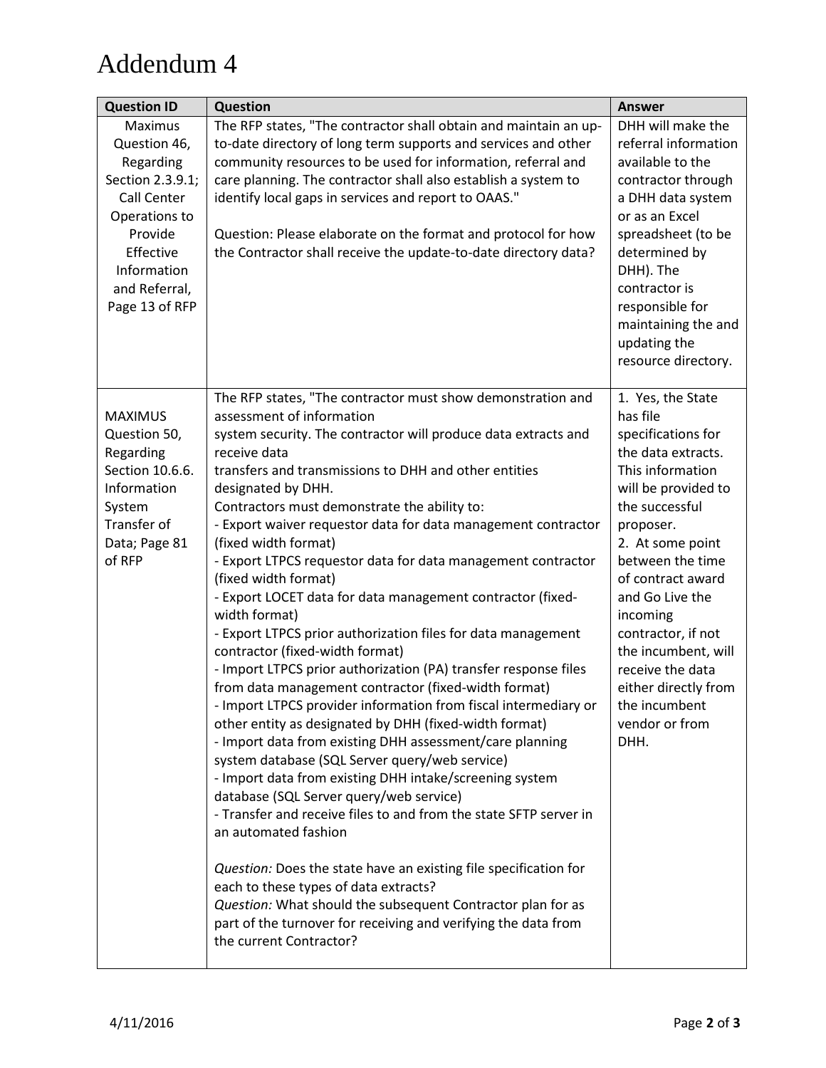# Addendum 4

| Question ID | Question | Answer |
|---|---|---|
| Maximus Question 46, Regarding Section 2.3.9.1; Call Center Operations to Provide Effective Information and Referral, Page 13 of RFP | The RFP states, "The contractor shall obtain and maintain an up-to-date directory of long term supports and services and other community resources to be used for information, referral and care planning. The contractor shall also establish a system to identify local gaps in services and report to OAAS."<br><br>Question: Please elaborate on the format and protocol for how the Contractor shall receive the update-to-date directory data? | DHH will make the referral information available to the contractor through a DHH data system or as an Excel spreadsheet (to be determined by DHH). The contractor is responsible for maintaining the and updating the resource directory. |
| MAXIMUS Question 50, Regarding Section 10.6.6. Information System Transfer of Data; Page 81 of RFP | The RFP states, "The contractor must show demonstration and assessment of information system security. The contractor will produce data extracts and receive data transfers and transmissions to DHH and other entities designated by DHH.<br>Contractors must demonstrate the ability to:<br>- Export waiver requestor data for data management contractor (fixed width format)<br>- Export LTPCS requestor data for data management contractor (fixed width format)<br>- Export LOCET data for data management contractor (fixed-width format)<br>- Export LTPCS prior authorization files for data management contractor (fixed-width format)<br>- Import LTPCS prior authorization (PA) transfer response files from data management contractor (fixed-width format)<br>- Import LTPCS provider information from fiscal intermediary or other entity as designated by DHH (fixed-width format)<br>- Import data from existing DHH assessment/care planning system database (SQL Server query/web service)<br>- Import data from existing DHH intake/screening system database (SQL Server query/web service)<br>- Transfer and receive files to and from the state SFTP server in an automated fashion<br><br>*Question:* Does the state have an existing file specification for each to these types of data extracts?<br>*Question:* What should the subsequent Contractor plan for as part of the turnover for receiving and verifying the data from the current Contractor? | 1. Yes, the State has file specifications for the data extracts. This information will be provided to the successful proposer.<br>2. At some point between the time of contract award and Go Live the incoming contractor, if not the incumbent, will receive the data either directly from the incumbent vendor or from DHH. |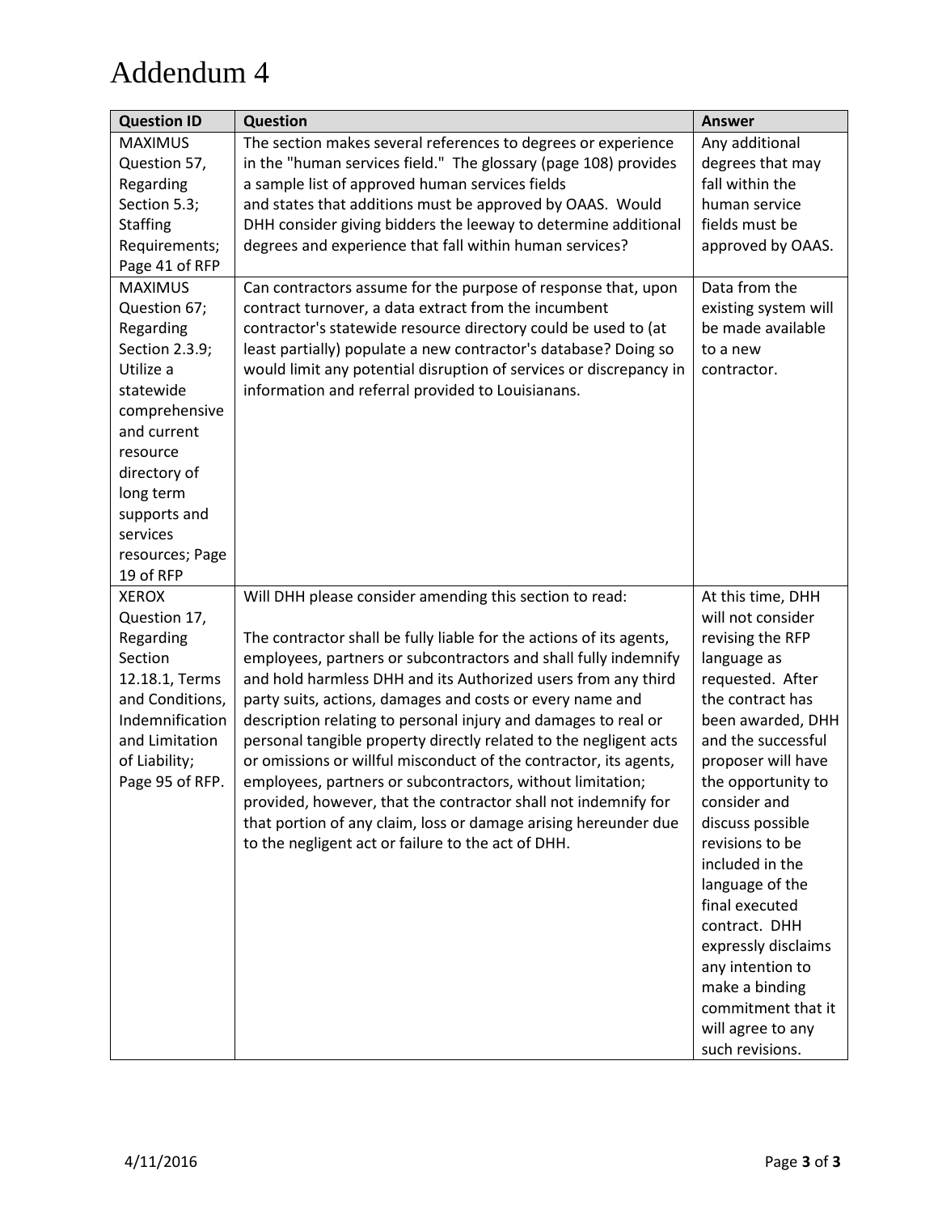# Addendum 4

| Question ID | Question | Answer |
| --- | --- | --- |
| MAXIMUS Question 57, Regarding Section 5.3; Staffing Requirements; Page 41 of RFP | The section makes several references to degrees or experience in the "human services field." The glossary (page 108) provides a sample list of approved human services fields and states that additions must be approved by OAAS. Would DHH consider giving bidders the leeway to determine additional degrees and experience that fall within human services? | Any additional degrees that may fall within the human service fields must be approved by OAAS. |
| MAXIMUS Question 67; Regarding Section 2.3.9; Utilize a statewide comprehensive and current resource directory of long term supports and services resources; Page 19 of RFP | Can contractors assume for the purpose of response that, upon contract turnover, a data extract from the incumbent contractor's statewide resource directory could be used to (at least partially) populate a new contractor's database? Doing so would limit any potential disruption of services or discrepancy in information and referral provided to Louisianans. | Data from the existing system will be made available to a new contractor. |
| XEROX Question 17, Regarding Section 12.18.1, Terms and Conditions, Indemnification and Limitation of Liability; Page 95 of RFP. | Will DHH please consider amending this section to read:<br><br>The contractor shall be fully liable for the actions of its agents, employees, partners or subcontractors and shall fully indemnify and hold harmless DHH and its Authorized users from any third party suits, actions, damages and costs or every name and description relating to personal injury and damages to real or personal tangible property directly related to the negligent acts or omissions or willful misconduct of the contractor, its agents, employees, partners or subcontractors, without limitation; provided, however, that the contractor shall not indemnify for that portion of any claim, loss or damage arising hereunder due to the negligent act or failure to the act of DHH. | At this time, DHH will not consider revising the RFP language as requested. After the contract has been awarded, DHH and the successful proposer will have the opportunity to consider and discuss possible revisions to be included in the language of the final executed contract. DHH expressly disclaims any intention to make a binding commitment that it will agree to any such revisions. |

4/11/2016